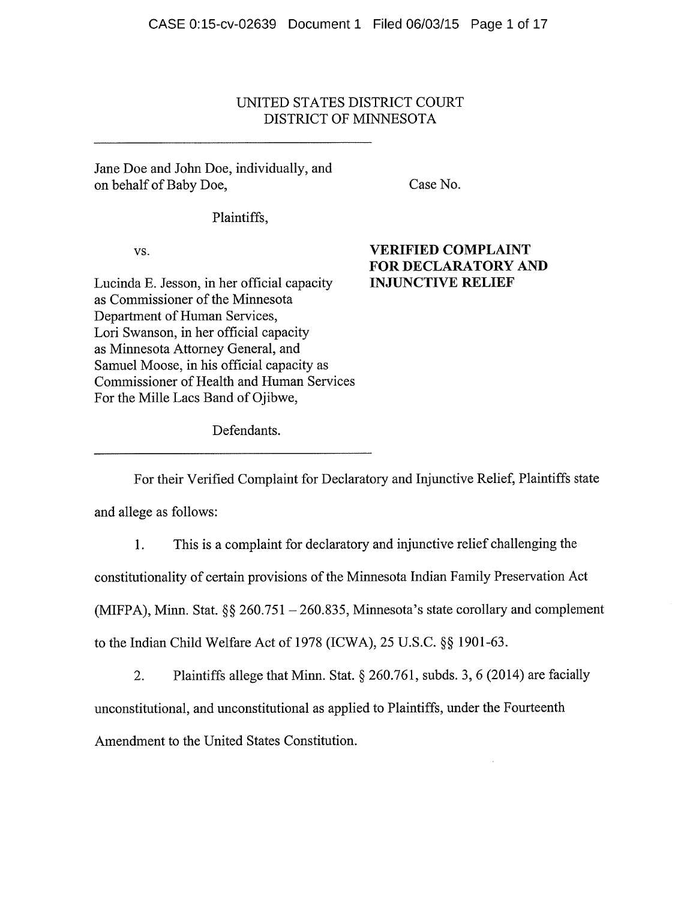UNITED STATES DISTRICT COURT
DISTRICT OF MINNESOTA

---

Jane Doe and John Doe, individually, and on behalf of Baby Doe,

Plaintiffs,

vs.

Lucinda E. Jesson, in her official capacity as Commissioner of the Minnesota Department of Human Services, Lori Swanson, in her official capacity as Minnesota Attorney General, and Samuel Moose, in his official capacity as Commissioner of Health and Human Services For the Mille Lacs Band of Ojibwe,

Defendants.

---

Case No.

**VERIFIED COMPLAINT FOR DECLARATORY AND INJUNCTIVE RELIEF**

For their Verified Complaint for Declaratory and Injunctive Relief, Plaintiffs state and allege as follows:

1. This is a complaint for declaratory and injunctive relief challenging the constitutionality of certain provisions of the Minnesota Indian Family Preservation Act (MIFPA), Minn. Stat. §§ 260.751 – 260.835, Minnesota's state corollary and complement to the Indian Child Welfare Act of 1978 (ICWA), 25 U.S.C. §§ 1901-63.

2. Plaintiffs allege that Minn. Stat. § 260.761, subds. 3, 6 (2014) are facially unconstitutional, and unconstitutional as applied to Plaintiffs, under the Fourteenth Amendment to the United States Constitution.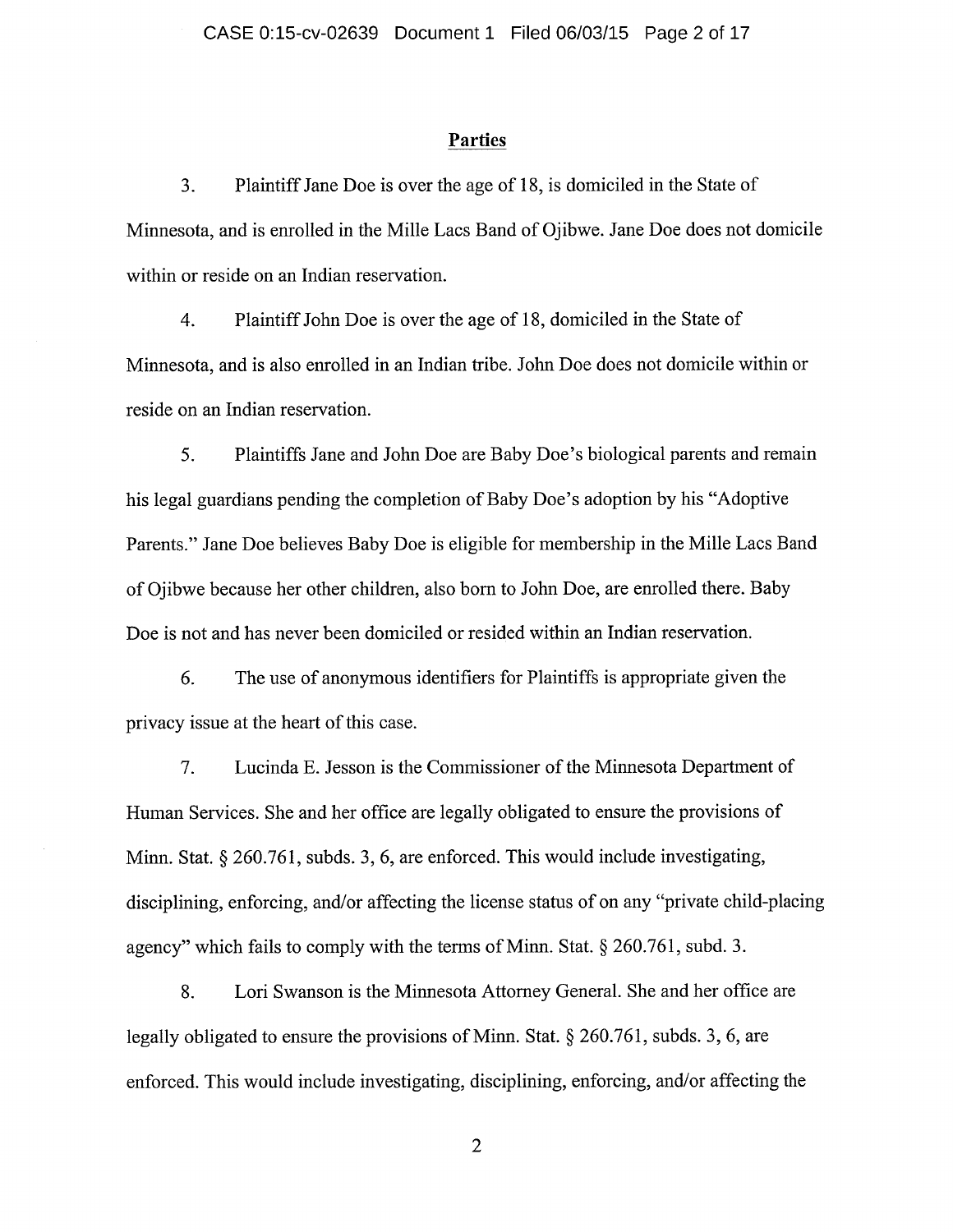## Parties

3. Plaintiff Jane Doe is over the age of 18, is domiciled in the State of Minnesota, and is enrolled in the Mille Lacs Band of Ojibwe. Jane Doe does not domicile within or reside on an Indian reservation.

4. Plaintiff John Doe is over the age of 18, domiciled in the State of Minnesota, and is also enrolled in an Indian tribe. John Doe does not domicile within or reside on an Indian reservation.

5. Plaintiffs Jane and John Doe are Baby Doe's biological parents and remain his legal guardians pending the completion of Baby Doe's adoption by his "Adoptive Parents." Jane Doe believes Baby Doe is eligible for membership in the Mille Lacs Band of Ojibwe because her other children, also born to John Doe, are enrolled there. Baby Doe is not and has never been domiciled or resided within an Indian reservation.

6. The use of anonymous identifiers for Plaintiffs is appropriate given the privacy issue at the heart of this case.

7. Lucinda E. Jesson is the Commissioner of the Minnesota Department of Human Services. She and her office are legally obligated to ensure the provisions of Minn. Stat. § 260.761, subds. 3, 6, are enforced. This would include investigating, disciplining, enforcing, and/or affecting the license status of on any "private child-placing agency" which fails to comply with the terms of Minn. Stat. § 260.761, subd. 3.

8. Lori Swanson is the Minnesota Attorney General. She and her office are legally obligated to ensure the provisions of Minn. Stat. § 260.761, subds. 3, 6, are enforced. This would include investigating, disciplining, enforcing, and/or affecting the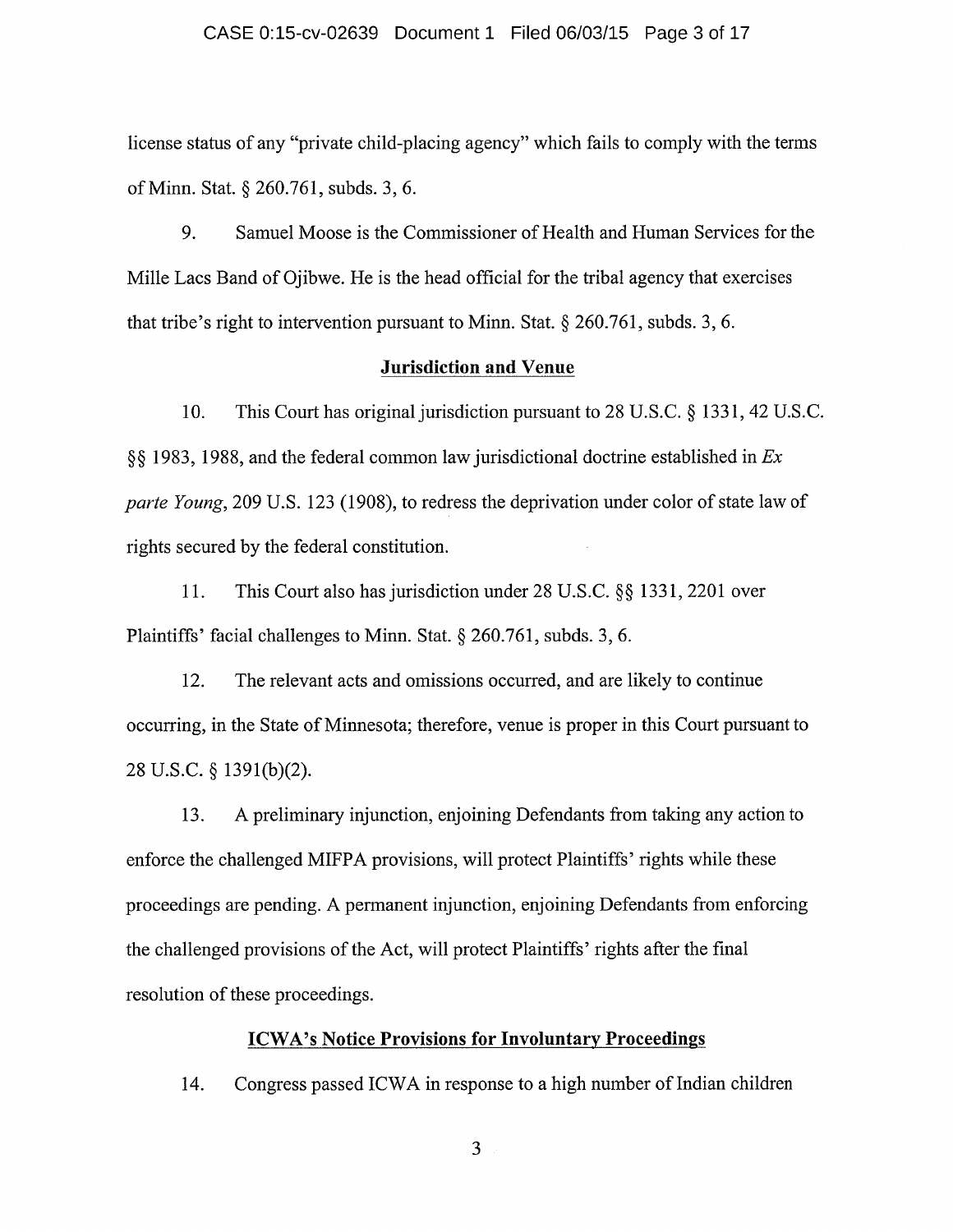license status of any "private child-placing agency" which fails to comply with the terms of Minn. Stat. § 260.761, subds. 3, 6.

9. Samuel Moose is the Commissioner of Health and Human Services for the Mille Lacs Band of Ojibwe. He is the head official for the tribal agency that exercises that tribe's right to intervention pursuant to Minn. Stat. § 260.761, subds. 3, 6.

## **Jurisdiction and Venue**

10. This Court has original jurisdiction pursuant to 28 U.S.C. § 1331, 42 U.S.C. §§ 1983, 1988, and the federal common law jurisdictional doctrine established in *Ex parte Young*, 209 U.S. 123 (1908), to redress the deprivation under color of state law of rights secured by the federal constitution.

11. This Court also has jurisdiction under 28 U.S.C. §§ 1331, 2201 over Plaintiffs' facial challenges to Minn. Stat. § 260.761, subds. 3, 6.

12. The relevant acts and omissions occurred, and are likely to continue occurring, in the State of Minnesota; therefore, venue is proper in this Court pursuant to 28 U.S.C. § 1391(b)(2).

13. A preliminary injunction, enjoining Defendants from taking any action to enforce the challenged MIFPA provisions, will protect Plaintiffs' rights while these proceedings are pending. A permanent injunction, enjoining Defendants from enforcing the challenged provisions of the Act, will protect Plaintiffs' rights after the final resolution of these proceedings.

## **ICWA's Notice Provisions for Involuntary Proceedings**

14. Congress passed ICWA in response to a high number of Indian children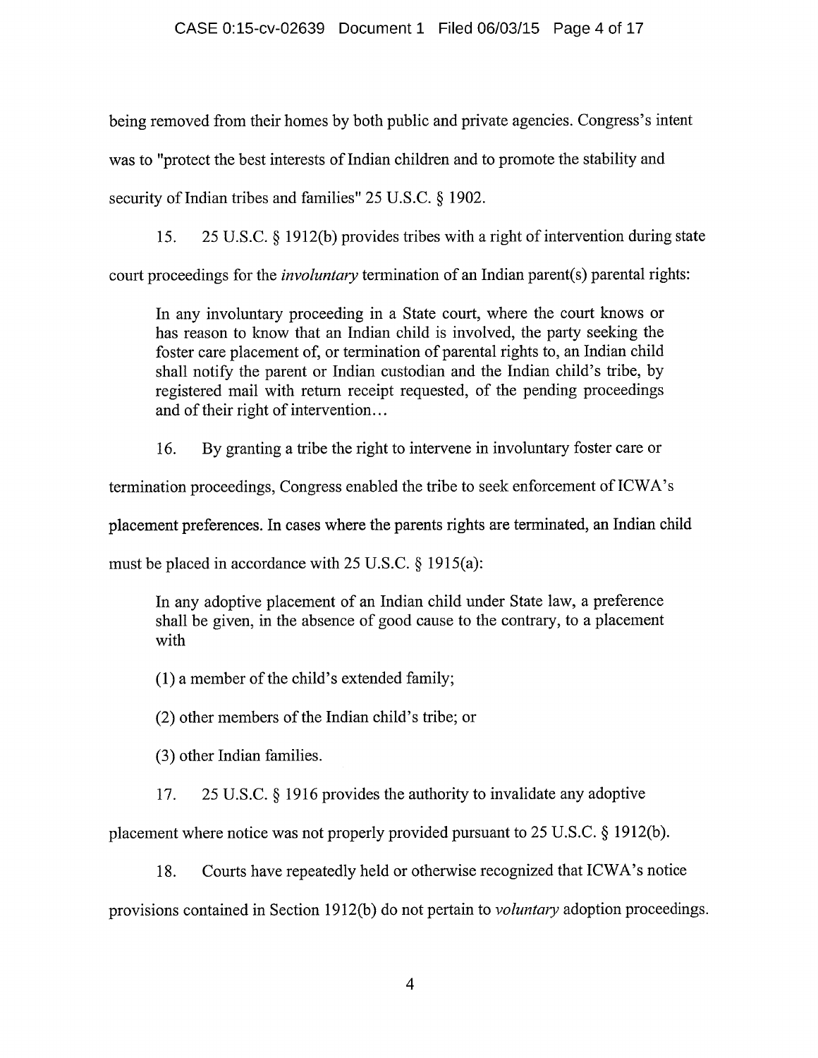being removed from their homes by both public and private agencies. Congress's intent was to "protect the best interests of Indian children and to promote the stability and security of Indian tribes and families" 25 U.S.C. § 1902.

15. 25 U.S.C. § 1912(b) provides tribes with a right of intervention during state court proceedings for the *involuntary* termination of an Indian parent(s) parental rights:

> In any involuntary proceeding in a State court, where the court knows or has reason to know that an Indian child is involved, the party seeking the foster care placement of, or termination of parental rights to, an Indian child shall notify the parent or Indian custodian and the Indian child's tribe, by registered mail with return receipt requested, of the pending proceedings and of their right of intervention…

16. By granting a tribe the right to intervene in involuntary foster care or termination proceedings, Congress enabled the tribe to seek enforcement of ICWA's placement preferences. In cases where the parents rights are terminated, an Indian child must be placed in accordance with 25 U.S.C. § 1915(a):

> In any adoptive placement of an Indian child under State law, a preference shall be given, in the absence of good cause to the contrary, to a placement with
>
> (1) a member of the child's extended family;
>
> (2) other members of the Indian child's tribe; or
>
> (3) other Indian families.

17. 25 U.S.C. § 1916 provides the authority to invalidate any adoptive placement where notice was not properly provided pursuant to 25 U.S.C. § 1912(b).

18. Courts have repeatedly held or otherwise recognized that ICWA's notice provisions contained in Section 1912(b) do not pertain to *voluntary* adoption proceedings.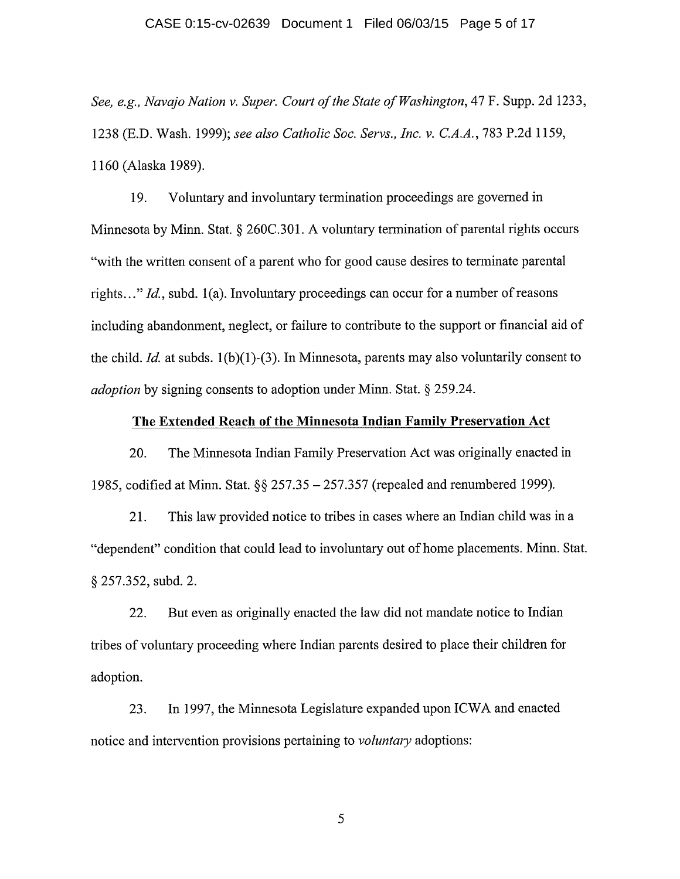*See, e.g., Navajo Nation v. Super. Court of the State of Washington*, 47 F. Supp. 2d 1233, 1238 (E.D. Wash. 1999); *see also Catholic Soc. Servs., Inc. v. C.A.A.*, 783 P.2d 1159, 1160 (Alaska 1989).

19. Voluntary and involuntary termination proceedings are governed in Minnesota by Minn. Stat. § 260C.301. A voluntary termination of parental rights occurs "with the written consent of a parent who for good cause desires to terminate parental rights…" *Id.*, subd. 1(a). Involuntary proceedings can occur for a number of reasons including abandonment, neglect, or failure to contribute to the support or financial aid of the child. *Id.* at subds. 1(b)(1)-(3). In Minnesota, parents may also voluntarily consent to *adoption* by signing consents to adoption under Minn. Stat. § 259.24.

**The Extended Reach of the Minnesota Indian Family Preservation Act**

20. The Minnesota Indian Family Preservation Act was originally enacted in 1985, codified at Minn. Stat. §§ 257.35 – 257.357 (repealed and renumbered 1999).

21. This law provided notice to tribes in cases where an Indian child was in a "dependent" condition that could lead to involuntary out of home placements. Minn. Stat. § 257.352, subd. 2.

22. But even as originally enacted the law did not mandate notice to Indian tribes of voluntary proceeding where Indian parents desired to place their children for adoption.

23. In 1997, the Minnesota Legislature expanded upon ICWA and enacted notice and intervention provisions pertaining to *voluntary* adoptions: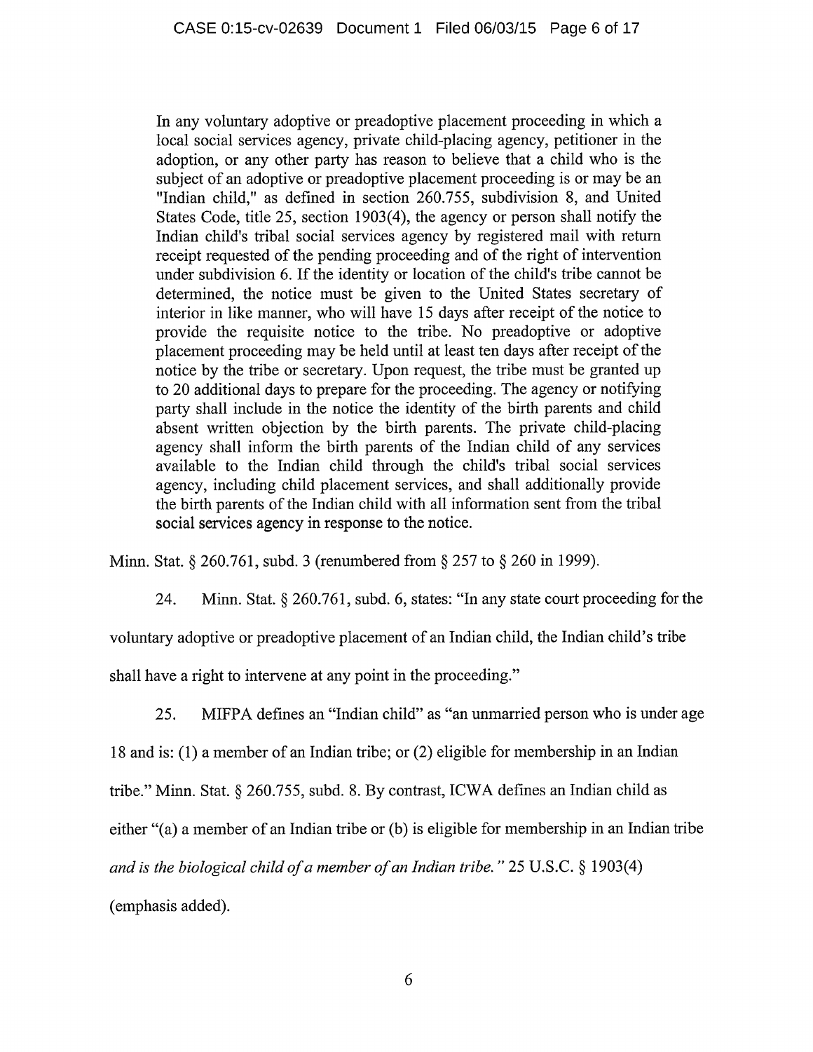> In any voluntary adoptive or preadoptive placement proceeding in which a local social services agency, private child-placing agency, petitioner in the adoption, or any other party has reason to believe that a child who is the subject of an adoptive or preadoptive placement proceeding is or may be an "Indian child," as defined in section 260.755, subdivision 8, and United States Code, title 25, section 1903(4), the agency or person shall notify the Indian child's tribal social services agency by registered mail with return receipt requested of the pending proceeding and of the right of intervention under subdivision 6. If the identity or location of the child's tribe cannot be determined, the notice must be given to the United States secretary of interior in like manner, who will have 15 days after receipt of the notice to provide the requisite notice to the tribe. No preadoptive or adoptive placement proceeding may be held until at least ten days after receipt of the notice by the tribe or secretary. Upon request, the tribe must be granted up to 20 additional days to prepare for the proceeding. The agency or notifying party shall include in the notice the identity of the birth parents and child absent written objection by the birth parents. The private child-placing agency shall inform the birth parents of the Indian child of any services available to the Indian child through the child's tribal social services agency, including child placement services, and shall additionally provide the birth parents of the Indian child with all information sent from the tribal social services agency in response to the notice.

Minn. Stat. § 260.761, subd. 3 (renumbered from § 257 to § 260 in 1999).

24. Minn. Stat. § 260.761, subd. 6, states: "In any state court proceeding for the voluntary adoptive or preadoptive placement of an Indian child, the Indian child's tribe shall have a right to intervene at any point in the proceeding."

25. MIFPA defines an "Indian child" as "an unmarried person who is under age 18 and is: (1) a member of an Indian tribe; or (2) eligible for membership in an Indian tribe." Minn. Stat. § 260.755, subd. 8. By contrast, ICWA defines an Indian child as either "(a) a member of an Indian tribe or (b) is eligible for membership in an Indian tribe *and is the biological child of a member of an Indian tribe.*" 25 U.S.C. § 1903(4) (emphasis added).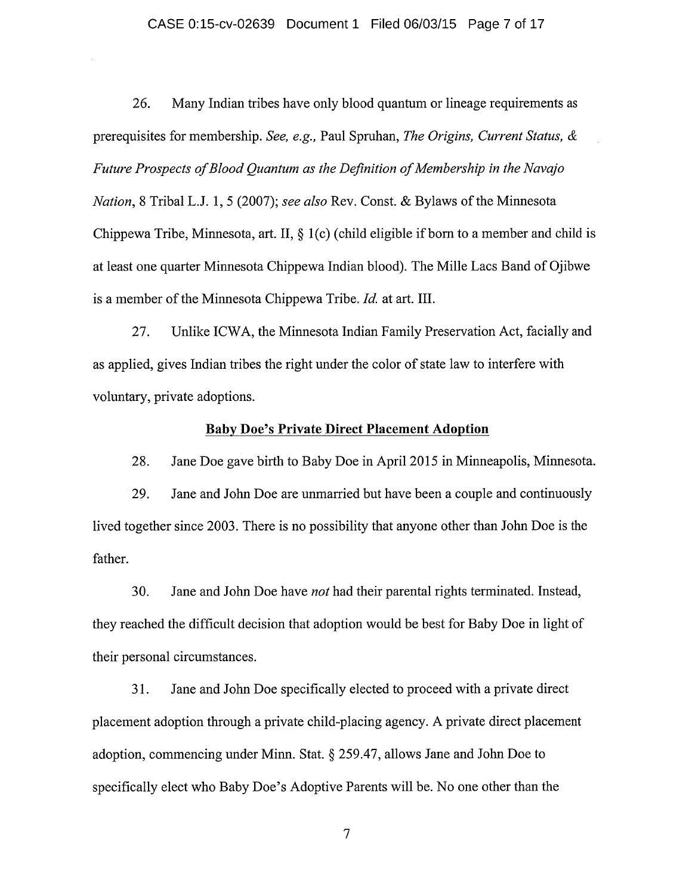26. Many Indian tribes have only blood quantum or lineage requirements as prerequisites for membership. *See, e.g.,* Paul Spruhan, *The Origins, Current Status, & Future Prospects of Blood Quantum as the Definition of Membership in the Navajo Nation*, 8 Tribal L.J. 1, 5 (2007); *see also* Rev. Const. & Bylaws of the Minnesota Chippewa Tribe, Minnesota, art. II, § 1(c) (child eligible if born to a member and child is at least one quarter Minnesota Chippewa Indian blood). The Mille Lacs Band of Ojibwe is a member of the Minnesota Chippewa Tribe. *Id.* at art. III.

27. Unlike ICWA, the Minnesota Indian Family Preservation Act, facially and as applied, gives Indian tribes the right under the color of state law to interfere with voluntary, private adoptions.

**Baby Doe's Private Direct Placement Adoption**

28. Jane Doe gave birth to Baby Doe in April 2015 in Minneapolis, Minnesota.

29. Jane and John Doe are unmarried but have been a couple and continuously lived together since 2003. There is no possibility that anyone other than John Doe is the father.

30. Jane and John Doe have *not* had their parental rights terminated. Instead, they reached the difficult decision that adoption would be best for Baby Doe in light of their personal circumstances.

31. Jane and John Doe specifically elected to proceed with a private direct placement adoption through a private child-placing agency. A private direct placement adoption, commencing under Minn. Stat. § 259.47, allows Jane and John Doe to specifically elect who Baby Doe's Adoptive Parents will be. No one other than the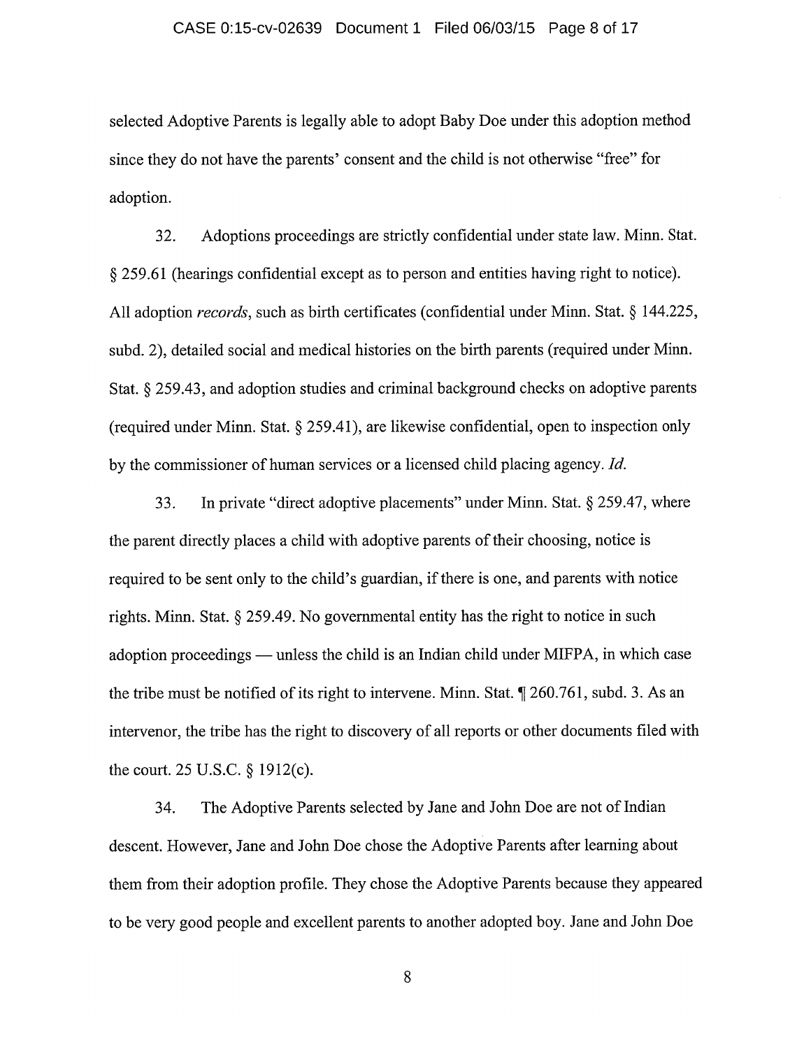selected Adoptive Parents is legally able to adopt Baby Doe under this adoption method since they do not have the parents' consent and the child is not otherwise "free" for adoption.

32. Adoptions proceedings are strictly confidential under state law. Minn. Stat. § 259.61 (hearings confidential except as to person and entities having right to notice). All adoption *records*, such as birth certificates (confidential under Minn. Stat. § 144.225, subd. 2), detailed social and medical histories on the birth parents (required under Minn. Stat. § 259.43, and adoption studies and criminal background checks on adoptive parents (required under Minn. Stat. § 259.41), are likewise confidential, open to inspection only by the commissioner of human services or a licensed child placing agency. *Id.*

33. In private "direct adoptive placements" under Minn. Stat. § 259.47, where the parent directly places a child with adoptive parents of their choosing, notice is required to be sent only to the child's guardian, if there is one, and parents with notice rights. Minn. Stat. § 259.49. No governmental entity has the right to notice in such adoption proceedings — unless the child is an Indian child under MIFPA, in which case the tribe must be notified of its right to intervene. Minn. Stat. ¶ 260.761, subd. 3. As an intervenor, the tribe has the right to discovery of all reports or other documents filed with the court. 25 U.S.C. § 1912(c).

34. The Adoptive Parents selected by Jane and John Doe are not of Indian descent. However, Jane and John Doe chose the Adoptive Parents after learning about them from their adoption profile. They chose the Adoptive Parents because they appeared to be very good people and excellent parents to another adopted boy. Jane and John Doe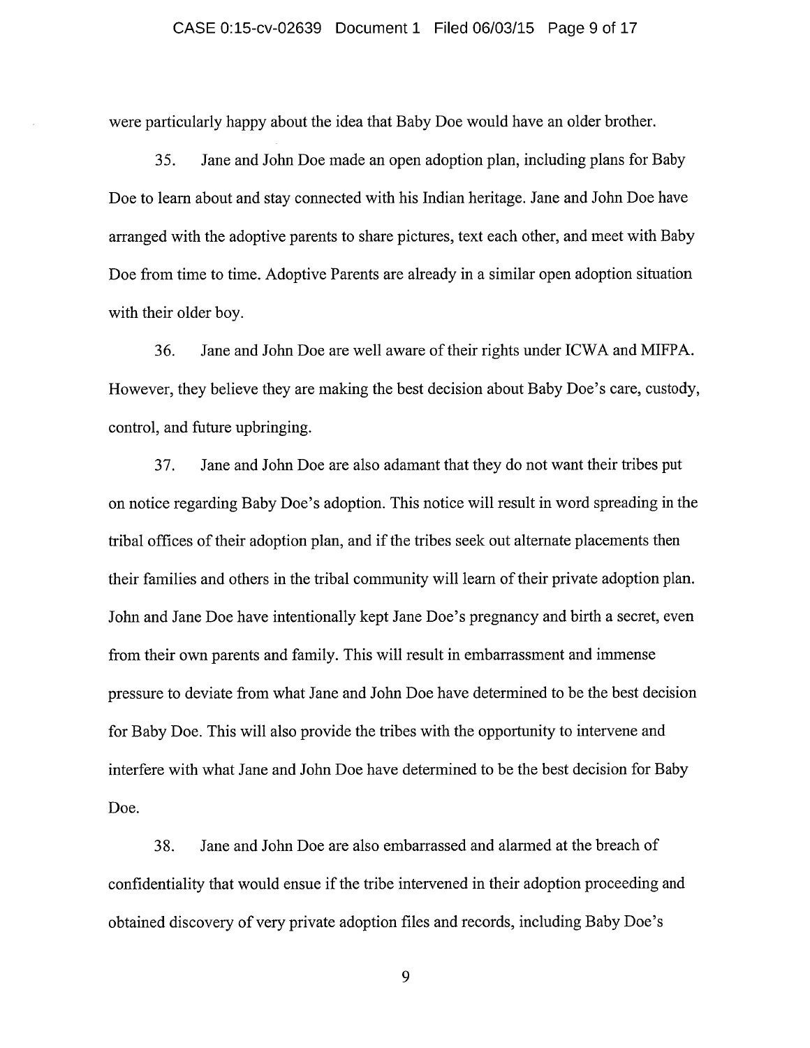were particularly happy about the idea that Baby Doe would have an older brother.

35. Jane and John Doe made an open adoption plan, including plans for Baby Doe to learn about and stay connected with his Indian heritage. Jane and John Doe have arranged with the adoptive parents to share pictures, text each other, and meet with Baby Doe from time to time. Adoptive Parents are already in a similar open adoption situation with their older boy.

36. Jane and John Doe are well aware of their rights under ICWA and MIFPA. However, they believe they are making the best decision about Baby Doe's care, custody, control, and future upbringing.

37. Jane and John Doe are also adamant that they do not want their tribes put on notice regarding Baby Doe's adoption. This notice will result in word spreading in the tribal offices of their adoption plan, and if the tribes seek out alternate placements then their families and others in the tribal community will learn of their private adoption plan. John and Jane Doe have intentionally kept Jane Doe's pregnancy and birth a secret, even from their own parents and family. This will result in embarrassment and immense pressure to deviate from what Jane and John Doe have determined to be the best decision for Baby Doe. This will also provide the tribes with the opportunity to intervene and interfere with what Jane and John Doe have determined to be the best decision for Baby Doe.

38. Jane and John Doe are also embarrassed and alarmed at the breach of confidentiality that would ensue if the tribe intervened in their adoption proceeding and obtained discovery of very private adoption files and records, including Baby Doe's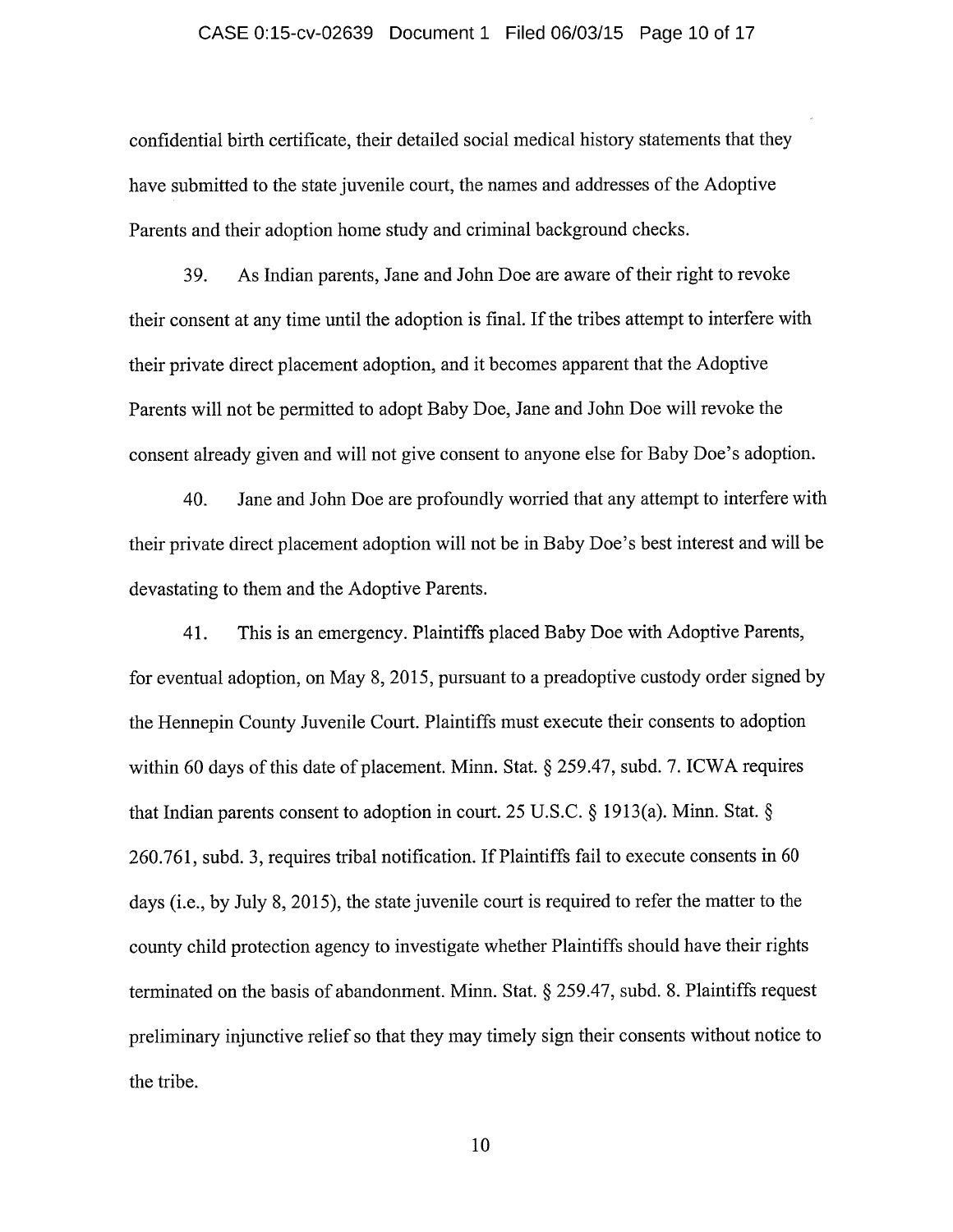confidential birth certificate, their detailed social medical history statements that they have submitted to the state juvenile court, the names and addresses of the Adoptive Parents and their adoption home study and criminal background checks.

39. As Indian parents, Jane and John Doe are aware of their right to revoke their consent at any time until the adoption is final. If the tribes attempt to interfere with their private direct placement adoption, and it becomes apparent that the Adoptive Parents will not be permitted to adopt Baby Doe, Jane and John Doe will revoke the consent already given and will not give consent to anyone else for Baby Doe's adoption.

40. Jane and John Doe are profoundly worried that any attempt to interfere with their private direct placement adoption will not be in Baby Doe's best interest and will be devastating to them and the Adoptive Parents.

41. This is an emergency. Plaintiffs placed Baby Doe with Adoptive Parents, for eventual adoption, on May 8, 2015, pursuant to a preadoptive custody order signed by the Hennepin County Juvenile Court. Plaintiffs must execute their consents to adoption within 60 days of this date of placement. Minn. Stat. § 259.47, subd. 7. ICWA requires that Indian parents consent to adoption in court. 25 U.S.C. § 1913(a). Minn. Stat. § 260.761, subd. 3, requires tribal notification. If Plaintiffs fail to execute consents in 60 days (i.e., by July 8, 2015), the state juvenile court is required to refer the matter to the county child protection agency to investigate whether Plaintiffs should have their rights terminated on the basis of abandonment. Minn. Stat. § 259.47, subd. 8. Plaintiffs request preliminary injunctive relief so that they may timely sign their consents without notice to the tribe.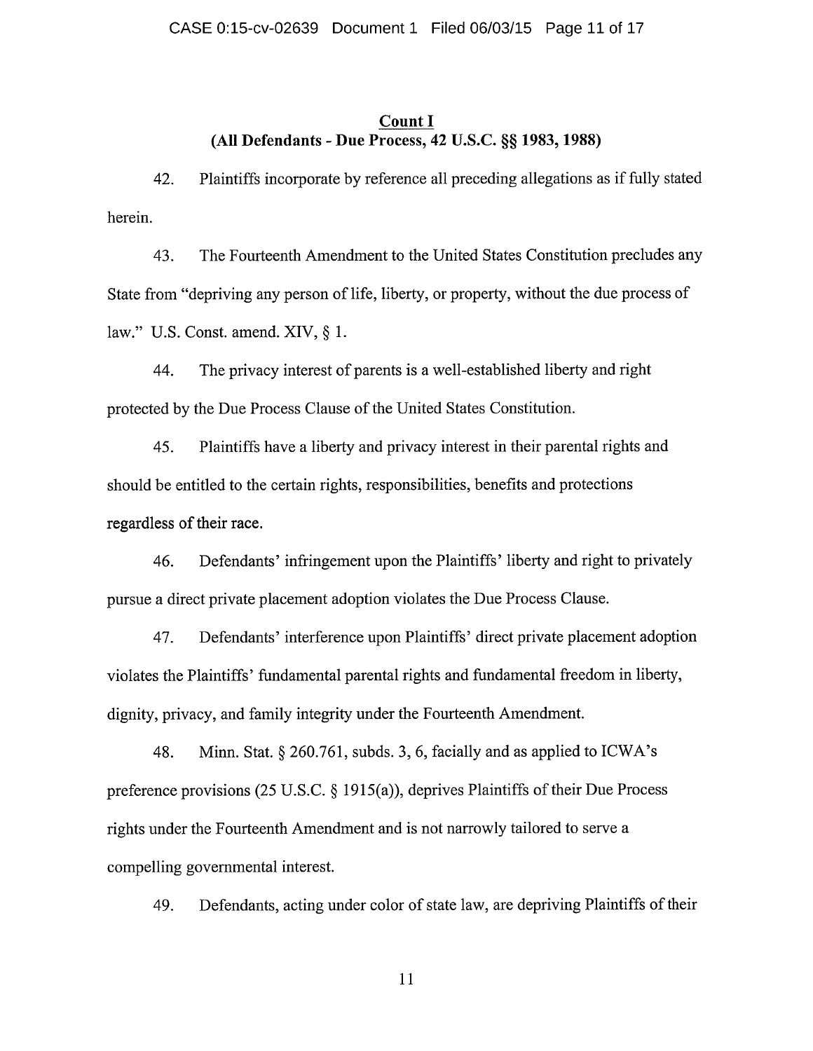## Count I
## (All Defendants - Due Process, 42 U.S.C. §§ 1983, 1988)

42. Plaintiffs incorporate by reference all preceding allegations as if fully stated herein.

43. The Fourteenth Amendment to the United States Constitution precludes any State from "depriving any person of life, liberty, or property, without the due process of law." U.S. Const. amend. XIV, § 1.

44. The privacy interest of parents is a well-established liberty and right protected by the Due Process Clause of the United States Constitution.

45. Plaintiffs have a liberty and privacy interest in their parental rights and should be entitled to the certain rights, responsibilities, benefits and protections regardless of their race.

46. Defendants' infringement upon the Plaintiffs' liberty and right to privately pursue a direct private placement adoption violates the Due Process Clause.

47. Defendants' interference upon Plaintiffs' direct private placement adoption violates the Plaintiffs' fundamental parental rights and fundamental freedom in liberty, dignity, privacy, and family integrity under the Fourteenth Amendment.

48. Minn. Stat. § 260.761, subds. 3, 6, facially and as applied to ICWA's preference provisions (25 U.S.C. § 1915(a)), deprives Plaintiffs of their Due Process rights under the Fourteenth Amendment and is not narrowly tailored to serve a compelling governmental interest.

49. Defendants, acting under color of state law, are depriving Plaintiffs of their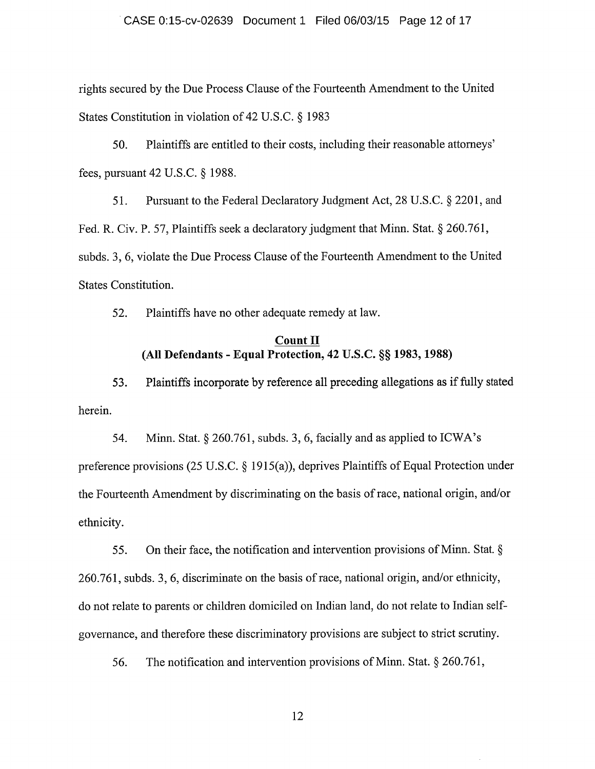rights secured by the Due Process Clause of the Fourteenth Amendment to the United States Constitution in violation of 42 U.S.C. § 1983

50. Plaintiffs are entitled to their costs, including their reasonable attorneys' fees, pursuant 42 U.S.C. § 1988.

51. Pursuant to the Federal Declaratory Judgment Act, 28 U.S.C. § 2201, and Fed. R. Civ. P. 57, Plaintiffs seek a declaratory judgment that Minn. Stat. § 260.761, subds. 3, 6, violate the Due Process Clause of the Fourteenth Amendment to the United States Constitution.

52. Plaintiffs have no other adequate remedy at law.

**Count II**
**(All Defendants - Equal Protection, 42 U.S.C. §§ 1983, 1988)**

53. Plaintiffs incorporate by reference all preceding allegations as if fully stated herein.

54. Minn. Stat. § 260.761, subds. 3, 6, facially and as applied to ICWA's preference provisions (25 U.S.C. § 1915(a)), deprives Plaintiffs of Equal Protection under the Fourteenth Amendment by discriminating on the basis of race, national origin, and/or ethnicity.

55. On their face, the notification and intervention provisions of Minn. Stat. § 260.761, subds. 3, 6, discriminate on the basis of race, national origin, and/or ethnicity, do not relate to parents or children domiciled on Indian land, do not relate to Indian self-governance, and therefore these discriminatory provisions are subject to strict scrutiny.

56. The notification and intervention provisions of Minn. Stat. § 260.761,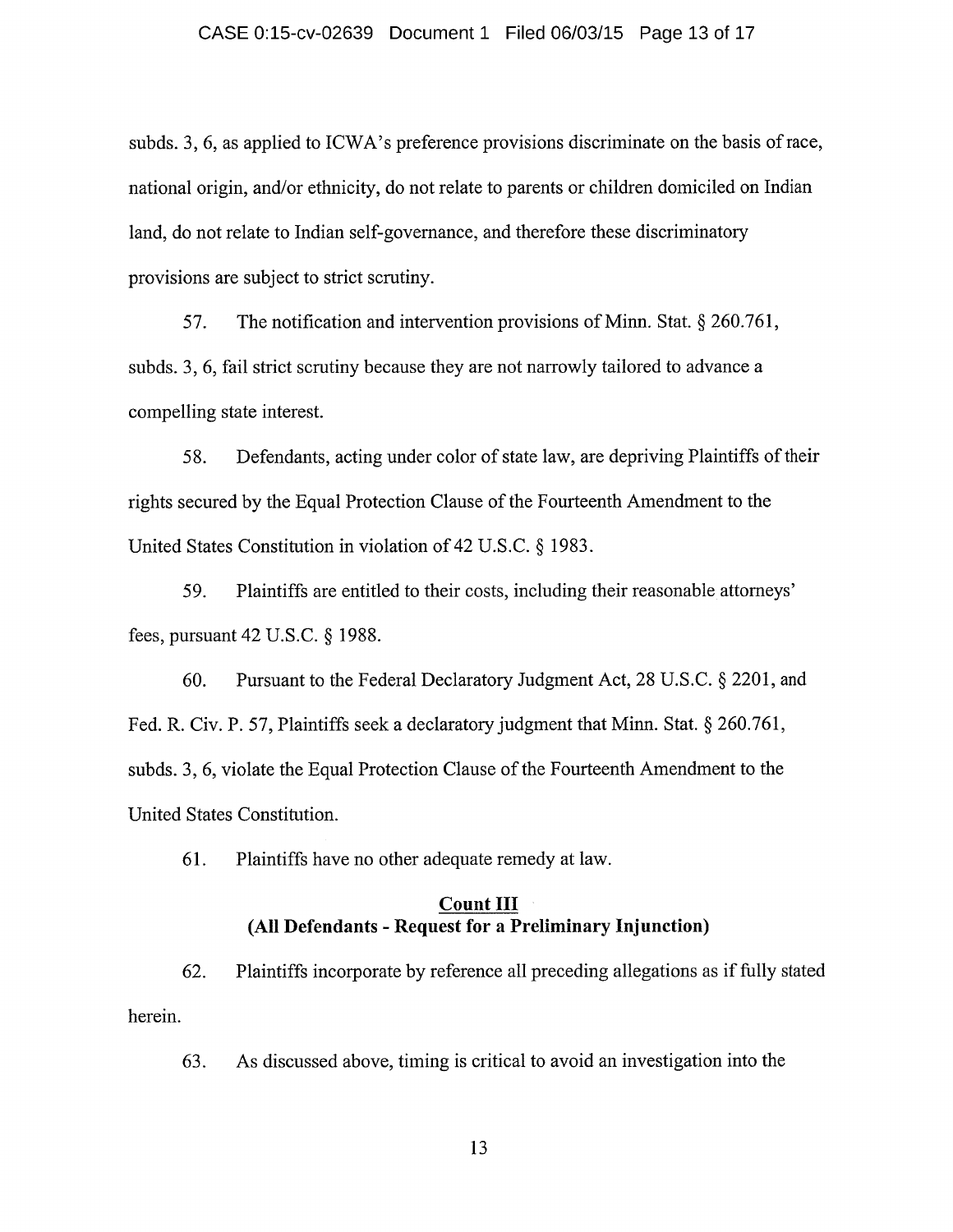subds. 3, 6, as applied to ICWA's preference provisions discriminate on the basis of race, national origin, and/or ethnicity, do not relate to parents or children domiciled on Indian land, do not relate to Indian self-governance, and therefore these discriminatory provisions are subject to strict scrutiny.

57. The notification and intervention provisions of Minn. Stat. § 260.761, subds. 3, 6, fail strict scrutiny because they are not narrowly tailored to advance a compelling state interest.

58. Defendants, acting under color of state law, are depriving Plaintiffs of their rights secured by the Equal Protection Clause of the Fourteenth Amendment to the United States Constitution in violation of 42 U.S.C. § 1983.

59. Plaintiffs are entitled to their costs, including their reasonable attorneys' fees, pursuant 42 U.S.C. § 1988.

60. Pursuant to the Federal Declaratory Judgment Act, 28 U.S.C. § 2201, and Fed. R. Civ. P. 57, Plaintiffs seek a declaratory judgment that Minn. Stat. § 260.761, subds. 3, 6, violate the Equal Protection Clause of the Fourteenth Amendment to the United States Constitution.

61. Plaintiffs have no other adequate remedy at law.

**Count III**
**(All Defendants - Request for a Preliminary Injunction)**

62. Plaintiffs incorporate by reference all preceding allegations as if fully stated herein.

63. As discussed above, timing is critical to avoid an investigation into the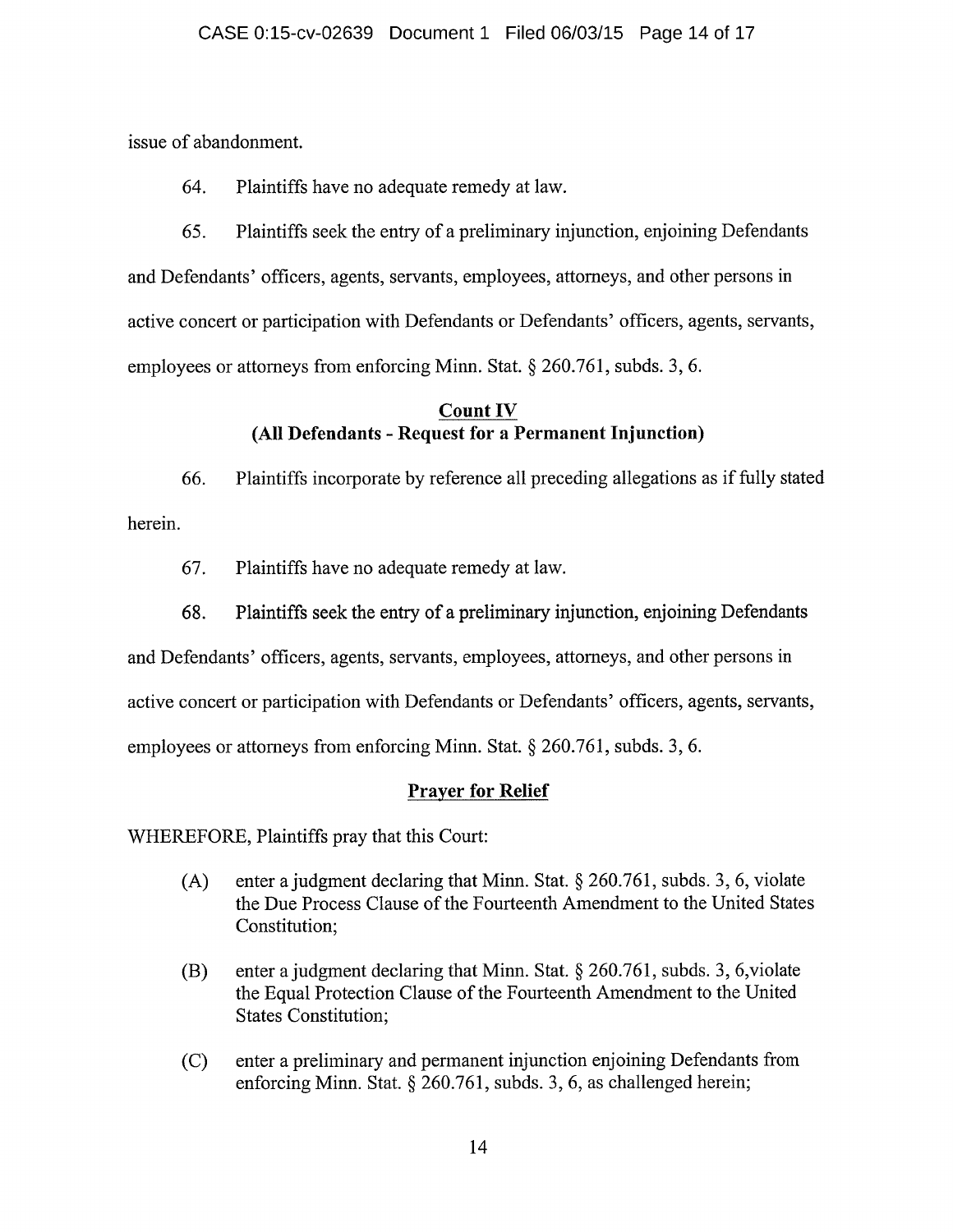issue of abandonment.

64. Plaintiffs have no adequate remedy at law.

65. Plaintiffs seek the entry of a preliminary injunction, enjoining Defendants and Defendants' officers, agents, servants, employees, attorneys, and other persons in active concert or participation with Defendants or Defendants' officers, agents, servants, employees or attorneys from enforcing Minn. Stat. § 260.761, subds. 3, 6.

## Count IV
## (All Defendants - Request for a Permanent Injunction)

66. Plaintiffs incorporate by reference all preceding allegations as if fully stated herein.

67. Plaintiffs have no adequate remedy at law.

68. Plaintiffs seek the entry of a preliminary injunction, enjoining Defendants and Defendants' officers, agents, servants, employees, attorneys, and other persons in active concert or participation with Defendants or Defendants' officers, agents, servants, employees or attorneys from enforcing Minn. Stat. § 260.761, subds. 3, 6.

## Prayer for Relief

WHEREFORE, Plaintiffs pray that this Court:

(A) enter a judgment declaring that Minn. Stat. § 260.761, subds. 3, 6, violate the Due Process Clause of the Fourteenth Amendment to the United States Constitution;

(B) enter a judgment declaring that Minn. Stat. § 260.761, subds. 3, 6,violate the Equal Protection Clause of the Fourteenth Amendment to the United States Constitution;

(C) enter a preliminary and permanent injunction enjoining Defendants from enforcing Minn. Stat. § 260.761, subds. 3, 6, as challenged herein;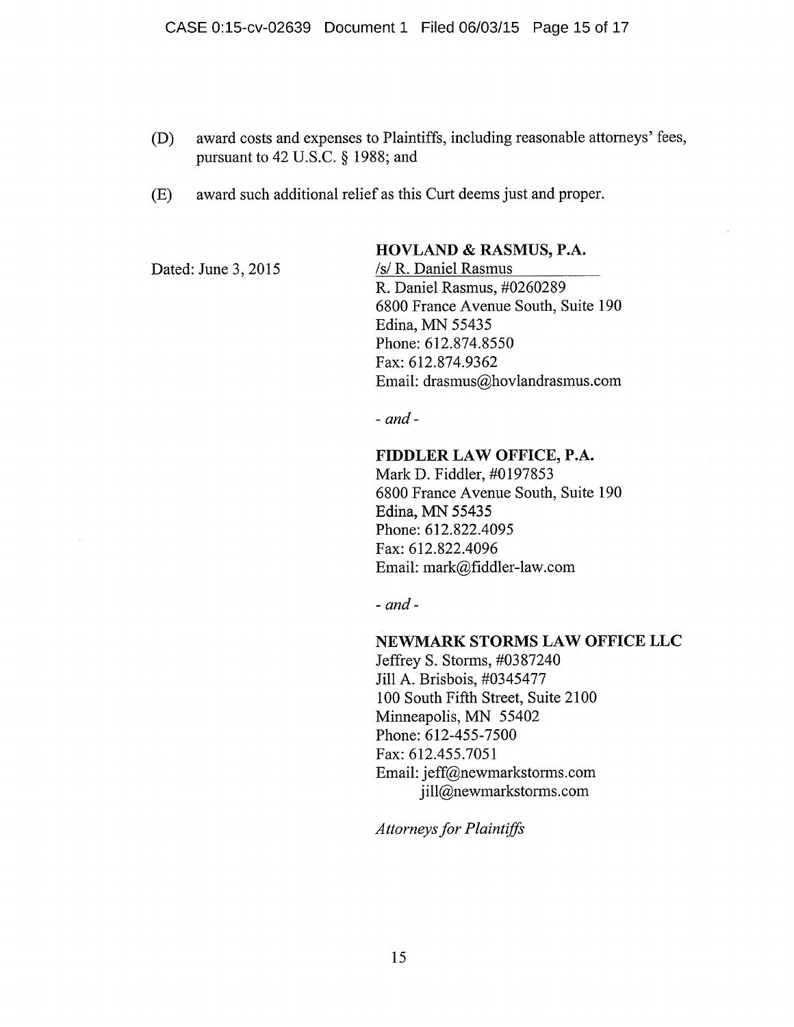(D) award costs and expenses to Plaintiffs, including reasonable attorneys' fees, pursuant to 42 U.S.C. § 1988; and

(E) award such additional relief as this Curt deems just and proper.

Dated: June 3, 2015

**HOVLAND & RASMUS, P.A.**
/s/ R. Daniel Rasmus
R. Daniel Rasmus, #0260289
6800 France Avenue South, Suite 190
Edina, MN 55435
Phone: 612.874.8550
Fax: 612.874.9362
Email: drasmus@hovlandrasmus.com

*- and -*

**FIDDLER LAW OFFICE, P.A.**
Mark D. Fiddler, #0197853
6800 France Avenue South, Suite 190
Edina, MN 55435
Phone: 612.822.4095
Fax: 612.822.4096
Email: mark@fiddler-law.com

*- and -*

**NEWMARK STORMS LAW OFFICE LLC**
Jeffrey S. Storms, #0387240
Jill A. Brisbois, #0345477
100 South Fifth Street, Suite 2100
Minneapolis, MN 55402
Phone: 612-455-7500
Fax: 612.455.7051
Email: jeff@newmarkstorms.com
jill@newmarkstorms.com

*Attorneys for Plaintiffs*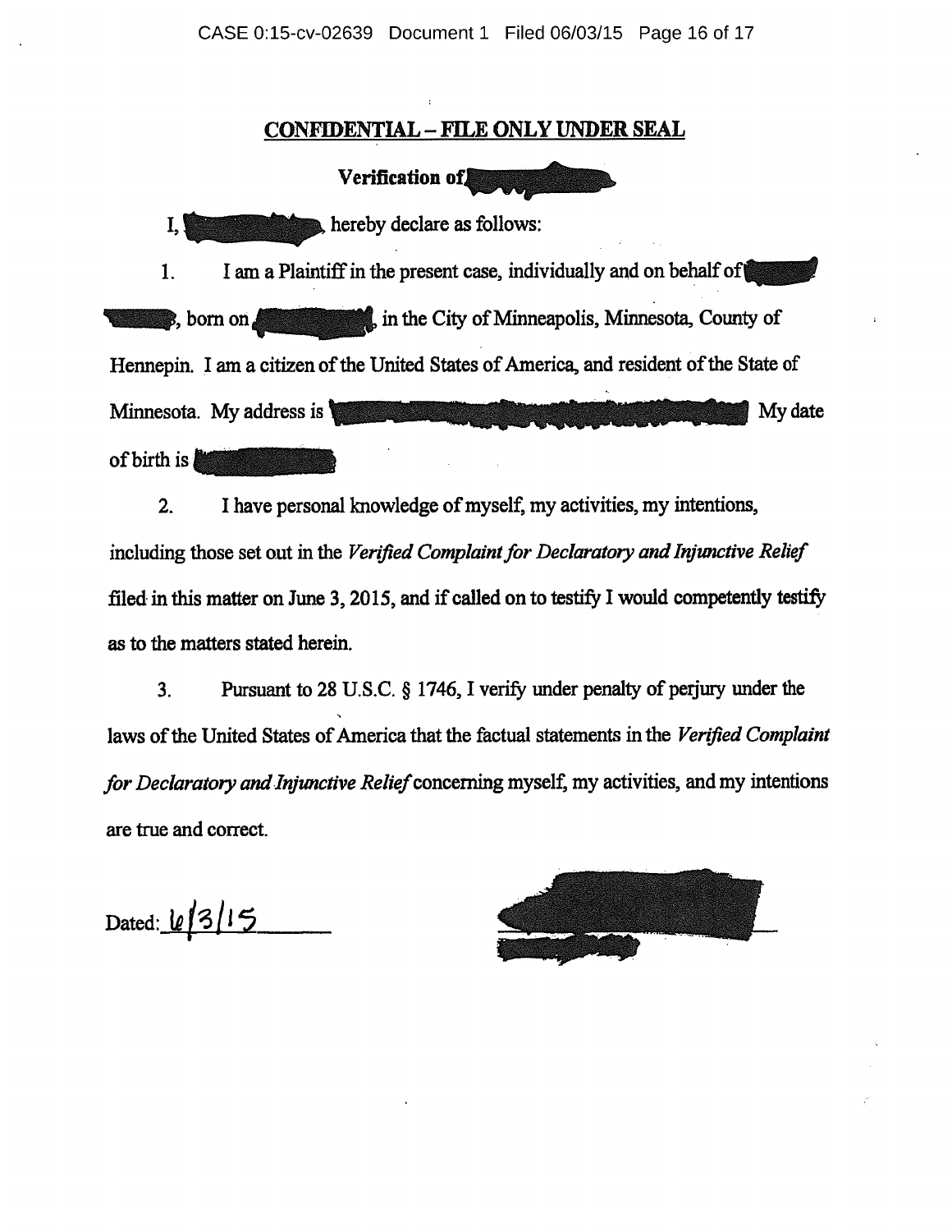**CONFIDENTIAL – FILE ONLY UNDER SEAL**

**Verification of [REDACTED]**

I, [REDACTED], hereby declare as follows:

1. I am a Plaintiff in the present case, individually and on behalf of [REDACTED], born on [REDACTED], in the City of Minneapolis, Minnesota, County of Hennepin. I am a citizen of the United States of America, and resident of the State of Minnesota. My address is [REDACTED] My date of birth is [REDACTED]

2. I have personal knowledge of myself, my activities, my intentions, including those set out in the *Verified Complaint for Declaratory and Injunctive Relief* filed in this matter on June 3, 2015, and if called on to testify I would competently testify as to the matters stated herein.

3. Pursuant to 28 U.S.C. § 1746, I verify under penalty of perjury under the laws of the United States of America that the factual statements in the *Verified Complaint for Declaratory and Injunctive Relief* concerning myself, my activities, and my intentions are true and correct.

Dated: 6/3/15

[REDACTED]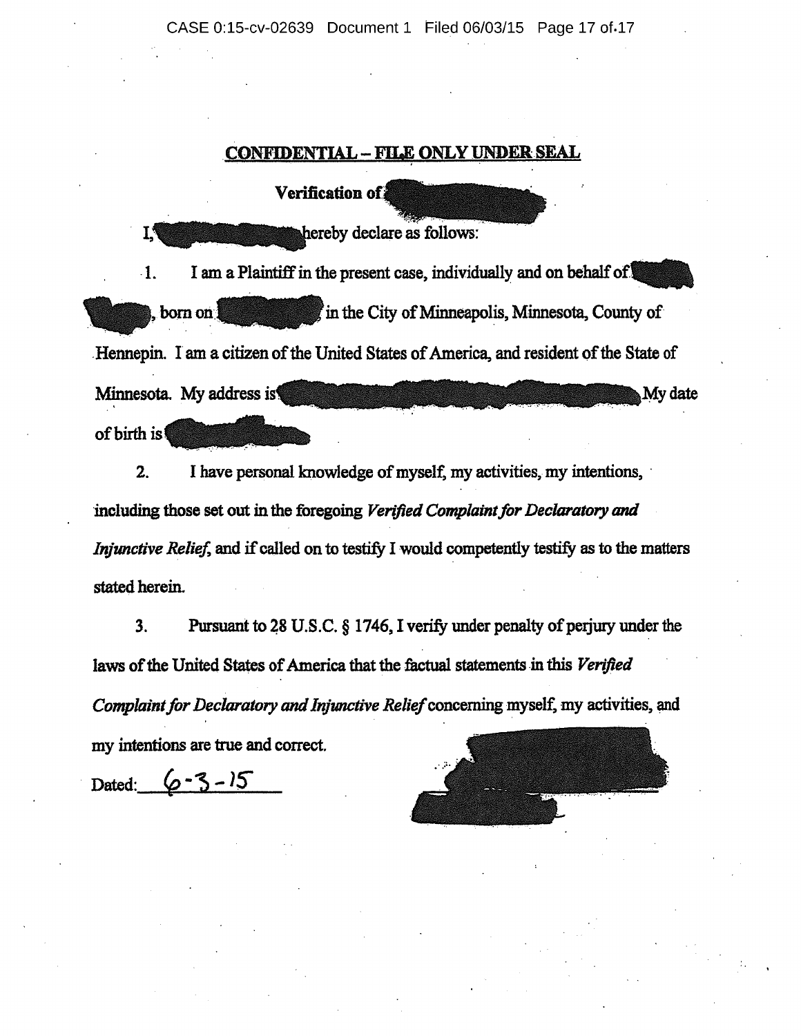**CONFIDENTIAL – FILE ONLY UNDER SEAL**

**Verification of [REDACTED]**

I, [REDACTED] hereby declare as follows:

1. I am a Plaintiff in the present case, individually and on behalf of [REDACTED], born on [REDACTED] in the City of Minneapolis, Minnesota, County of Hennepin. I am a citizen of the United States of America, and resident of the State of Minnesota. My address is [REDACTED] My date of birth is [REDACTED]

2. I have personal knowledge of myself, my activities, my intentions, including those set out in the foregoing *Verified Complaint for Declaratory and Injunctive Relief*, and if called on to testify I would competently testify as to the matters stated herein.

3. Pursuant to 28 U.S.C. § 1746, I verify under penalty of perjury under the laws of the United States of America that the factual statements in this *Verified Complaint for Declaratory and Injunctive Relief* concerning myself, my activities, and my intentions are true and correct.

Dated: 6-3-15

[REDACTED]